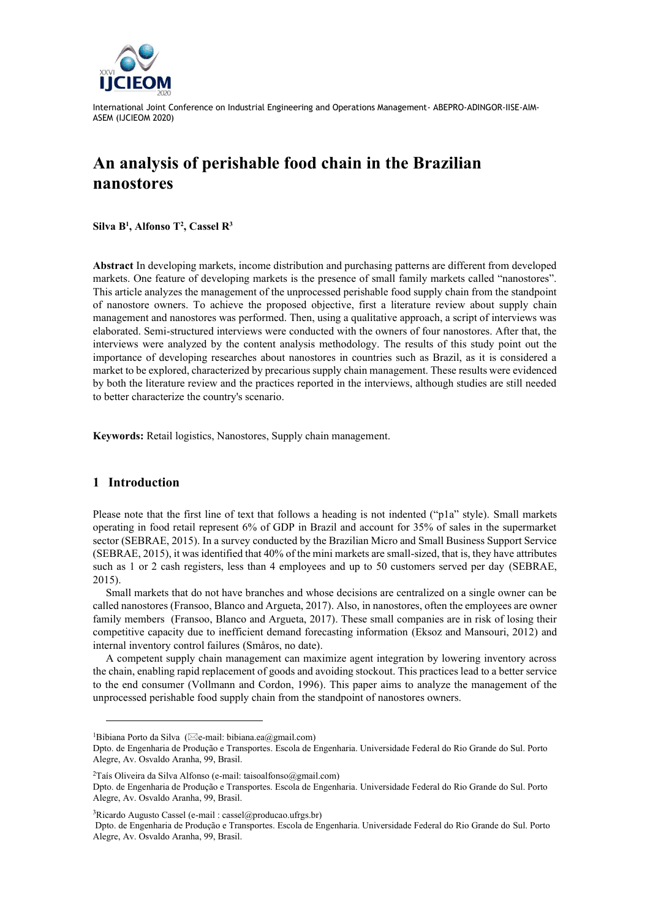International Joint Conference on Industrial Engineering and Operations Management- ABEPRO-ADINGOR-IISE-AIM-ASEM (IJCIEOM 2020)

# An analysis of perishable food chain in the Brazilian nanostores

**Silva B[1], Alfonso T[2], Cassel R[3]**

**Abstract** In developing markets, income distribution and purchasing patterns are different from developed markets. One feature of developing markets is the presence of small family markets called "nanostores". This article analyzes the management of the unprocessed perishable food supply chain from the standpoint of nanostore owners. To achieve the proposed objective, first a literature review about supply chain management and nanostores was performed. Then, using a qualitative approach, a script of interviews was elaborated. Semi-structured interviews were conducted with the owners of four nanostores. After that, the interviews were analyzed by the content analysis methodology. The results of this study point out the importance of developing researches about nanostores in countries such as Brazil, as it is considered a market to be explored, characterized by precarious supply chain management. These results were evidenced by both the literature review and the practices reported in the interviews, although studies are still needed to better characterize the country's scenario.

**Keywords:** Retail logistics, Nanostores, Supply chain management.

## 1 Introduction

Please note that the first line of text that follows a heading is not indented ("p1a" style). Small markets operating in food retail represent 6% of GDP in Brazil and account for 35% of sales in the supermarket sector (SEBRAE, 2015). In a survey conducted by the Brazilian Micro and Small Business Support Service (SEBRAE, 2015), it was identified that 40% of the mini markets are small-sized, that is, they have attributes such as 1 or 2 cash registers, less than 4 employees and up to 50 customers served per day (SEBRAE, 2015).

Small markets that do not have branches and whose decisions are centralized on a single owner can be called nanostores (Fransoo, Blanco and Argueta, 2017). Also, in nanostores, often the employees are owner family members (Fransoo, Blanco and Argueta, 2017). These small companies are in risk of losing their competitive capacity due to inefficient demand forecasting information (Eksoz and Mansouri, 2012) and internal inventory control failures (Småros, no date).

A competent supply chain management can maximize agent integration by lowering inventory across the chain, enabling rapid replacement of goods and avoiding stockout. This practices lead to a better service to the end consumer (Vollmann and Cordon, 1996). This paper aims to analyze the management of the unprocessed perishable food supply chain from the standpoint of nanostores owners.

---

[1]Bibiana Porto da Silva (✉e-mail: bibiana.ea@gmail.com)
Dpto. de Engenharia de Produção e Transportes. Escola de Engenharia. Universidade Federal do Rio Grande do Sul. Porto Alegre, Av. Osvaldo Aranha, 99, Brasil.

[2]Taís Oliveira da Silva Alfonso (e-mail: taisoalfonso@gmail.com)
Dpto. de Engenharia de Produção e Transportes. Escola de Engenharia. Universidade Federal do Rio Grande do Sul. Porto Alegre, Av. Osvaldo Aranha, 99, Brasil.

[3]Ricardo Augusto Cassel (e-mail : cassel@producao.ufrgs.br)
Dpto. de Engenharia de Produção e Transportes. Escola de Engenharia. Universidade Federal do Rio Grande do Sul. Porto Alegre, Av. Osvaldo Aranha, 99, Brasil.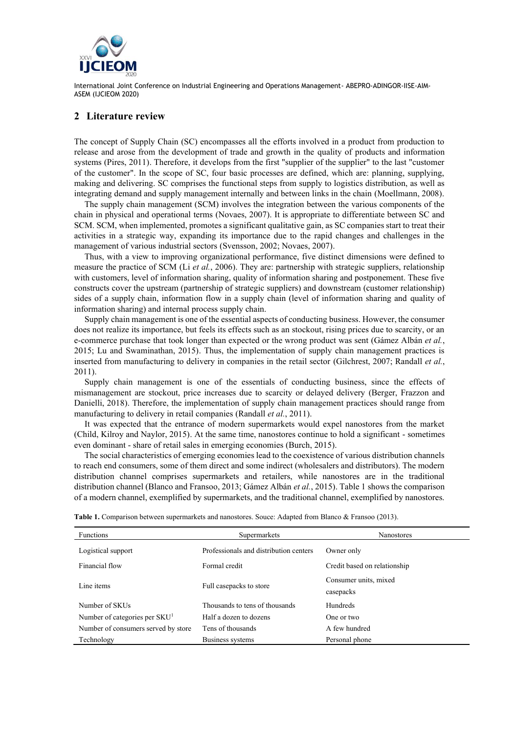## 2 Literature review

The concept of Supply Chain (SC) encompasses all the efforts involved in a product from production to release and arose from the development of trade and growth in the quality of products and information systems (Pires, 2011). Therefore, it develops from the first "supplier of the supplier" to the last "customer of the customer". In the scope of SC, four basic processes are defined, which are: planning, supplying, making and delivering. SC comprises the functional steps from supply to logistics distribution, as well as integrating demand and supply management internally and between links in the chain (Moellmann, 2008).

The supply chain management (SCM) involves the integration between the various components of the chain in physical and operational terms (Novaes, 2007). It is appropriate to differentiate between SC and SCM. SCM, when implemented, promotes a significant qualitative gain, as SC companies start to treat their activities in a strategic way, expanding its importance due to the rapid changes and challenges in the management of various industrial sectors (Svensson, 2002; Novaes, 2007).

Thus, with a view to improving organizational performance, five distinct dimensions were defined to measure the practice of SCM (Li *et al.*, 2006). They are: partnership with strategic suppliers, relationship with customers, level of information sharing, quality of information sharing and postponement. These five constructs cover the upstream (partnership of strategic suppliers) and downstream (customer relationship) sides of a supply chain, information flow in a supply chain (level of information sharing and quality of information sharing) and internal process supply chain.

Supply chain management is one of the essential aspects of conducting business. However, the consumer does not realize its importance, but feels its effects such as an stockout, rising prices due to scarcity, or an e-commerce purchase that took longer than expected or the wrong product was sent (Gámez Albán *et al.*, 2015; Lu and Swaminathan, 2015). Thus, the implementation of supply chain management practices is inserted from manufacturing to delivery in companies in the retail sector (Gilchrest, 2007; Randall *et al.*, 2011).

Supply chain management is one of the essentials of conducting business, since the effects of mismanagement are stockout, price increases due to scarcity or delayed delivery (Berger, Frazzon and Danielli, 2018). Therefore, the implementation of supply chain management practices should range from manufacturing to delivery in retail companies (Randall *et al.*, 2011).

It was expected that the entrance of modern supermarkets would expel nanostores from the market (Child, Kilroy and Naylor, 2015). At the same time, nanostores continue to hold a significant - sometimes even dominant - share of retail sales in emerging economies (Burch, 2015).

The social characteristics of emerging economies lead to the coexistence of various distribution channels to reach end consumers, some of them direct and some indirect (wholesalers and distributors). The modern distribution channel comprises supermarkets and retailers, while nanostores are in the traditional distribution channel (Blanco and Fransoo, 2013; Gámez Albán *et al.*, 2015). Table 1 shows the comparison of a modern channel, exemplified by supermarkets, and the traditional channel, exemplified by nanostores.

**Table 1.** Comparison between supermarkets and nanostores. Souce: Adapted from Blanco & Fransoo (2013).

| Functions | Supermarkets | Nanostores |
|---|---|---|
| Logistical support | Professionals and distribution centers | Owner only |
| Financial flow | Formal credit | Credit based on relationship |
| Line items | Full casepacks to store | Consumer units, mixed casepacks |
| Number of SKUs | Thousands to tens of thousands | Hundreds |
| Number of categories per SKU[1] | Half a dozen to dozens | One or two |
| Number of consumers served by store | Tens of thousands | A few hundred |
| Technology | Business systems | Personal phone |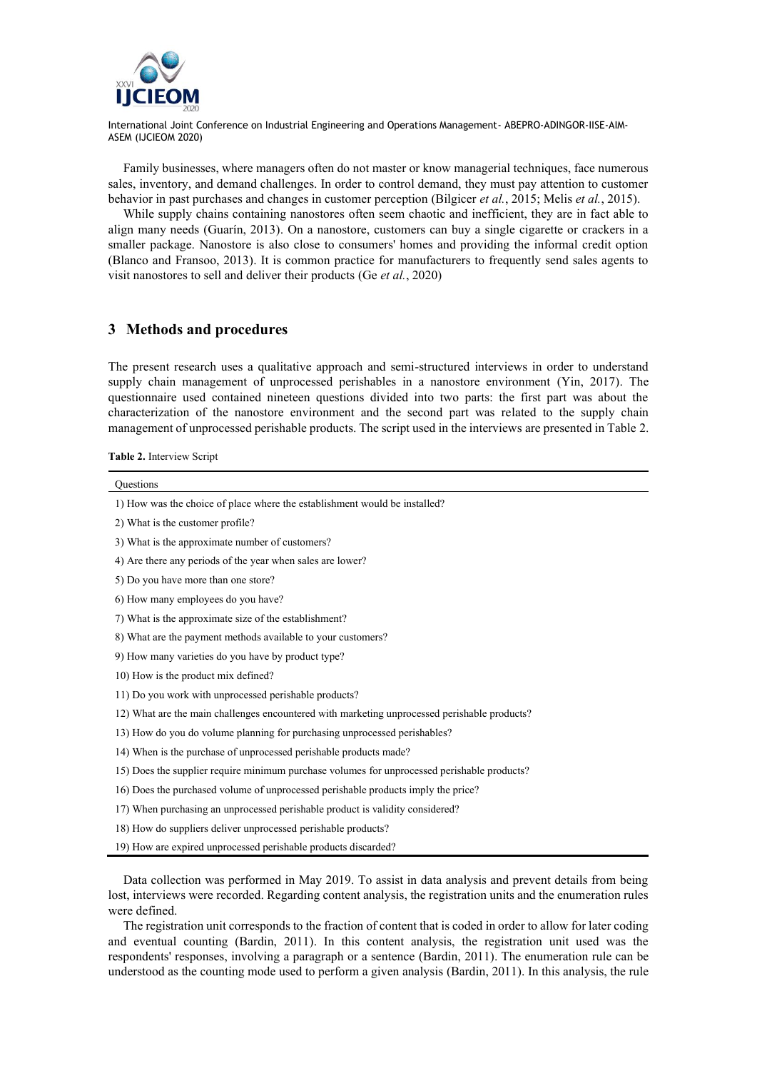Family businesses, where managers often do not master or know managerial techniques, face numerous sales, inventory, and demand challenges. In order to control demand, they must pay attention to customer behavior in past purchases and changes in customer perception (Bilgicer *et al.*, 2015; Melis *et al.*, 2015).

While supply chains containing nanostores often seem chaotic and inefficient, they are in fact able to align many needs (Guarín, 2013). On a nanostore, customers can buy a single cigarette or crackers in a smaller package. Nanostore is also close to consumers' homes and providing the informal credit option (Blanco and Fransoo, 2013). It is common practice for manufacturers to frequently send sales agents to visit nanostores to sell and deliver their products (Ge *et al.*, 2020)

## 3 Methods and procedures

The present research uses a qualitative approach and semi-structured interviews in order to understand supply chain management of unprocessed perishables in a nanostore environment (Yin, 2017). The questionnaire used contained nineteen questions divided into two parts: the first part was about the characterization of the nanostore environment and the second part was related to the supply chain management of unprocessed perishable products. The script used in the interviews are presented in Table 2.

**Table 2.** Interview Script

| Questions |
|---|
| 1) How was the choice of place where the establishment would be installed? |
| 2) What is the customer profile? |
| 3) What is the approximate number of customers? |
| 4) Are there any periods of the year when sales are lower? |
| 5) Do you have more than one store? |
| 6) How many employees do you have? |
| 7) What is the approximate size of the establishment? |
| 8) What are the payment methods available to your customers? |
| 9) How many varieties do you have by product type? |
| 10) How is the product mix defined? |
| 11) Do you work with unprocessed perishable products? |
| 12) What are the main challenges encountered with marketing unprocessed perishable products? |
| 13) How do you do volume planning for purchasing unprocessed perishables? |
| 14) When is the purchase of unprocessed perishable products made? |
| 15) Does the supplier require minimum purchase volumes for unprocessed perishable products? |
| 16) Does the purchased volume of unprocessed perishable products imply the price? |
| 17) When purchasing an unprocessed perishable product is validity considered? |
| 18) How do suppliers deliver unprocessed perishable products? |
| 19) How are expired unprocessed perishable products discarded? |

Data collection was performed in May 2019. To assist in data analysis and prevent details from being lost, interviews were recorded. Regarding content analysis, the registration units and the enumeration rules were defined.

The registration unit corresponds to the fraction of content that is coded in order to allow for later coding and eventual counting (Bardin, 2011). In this content analysis, the registration unit used was the respondents' responses, involving a paragraph or a sentence (Bardin, 2011). The enumeration rule can be understood as the counting mode used to perform a given analysis (Bardin, 2011). In this analysis, the rule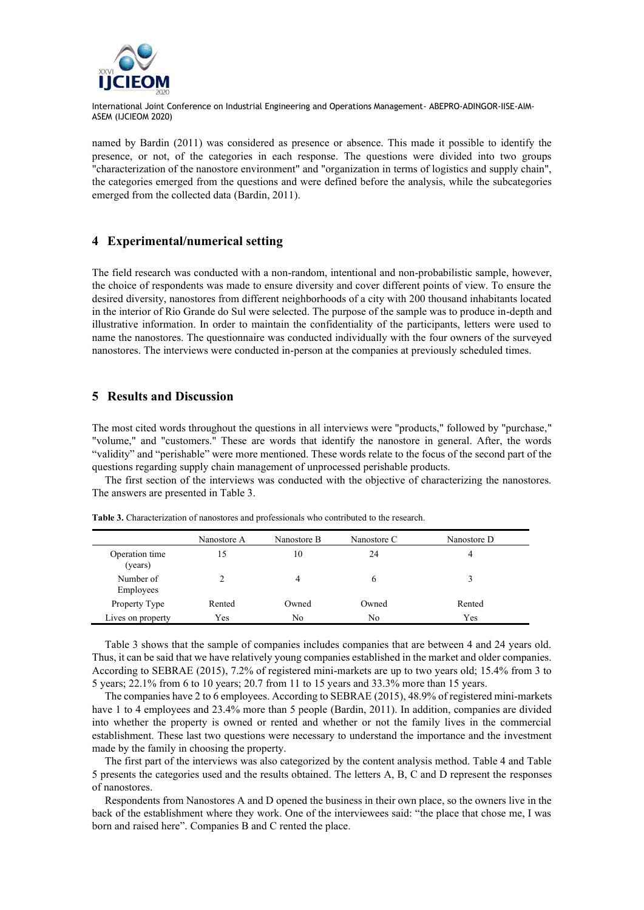named by Bardin (2011) was considered as presence or absence. This made it possible to identify the presence, or not, of the categories in each response. The questions were divided into two groups "characterization of the nanostore environment" and "organization in terms of logistics and supply chain", the categories emerged from the questions and were defined before the analysis, while the subcategories emerged from the collected data (Bardin, 2011).

## 4 Experimental/numerical setting

The field research was conducted with a non-random, intentional and non-probabilistic sample, however, the choice of respondents was made to ensure diversity and cover different points of view. To ensure the desired diversity, nanostores from different neighborhoods of a city with 200 thousand inhabitants located in the interior of Rio Grande do Sul were selected. The purpose of the sample was to produce in-depth and illustrative information. In order to maintain the confidentiality of the participants, letters were used to name the nanostores. The questionnaire was conducted individually with the four owners of the surveyed nanostores. The interviews were conducted in-person at the companies at previously scheduled times.

## 5 Results and Discussion

The most cited words throughout the questions in all interviews were "products," followed by "purchase," "volume," and "customers." These are words that identify the nanostore in general. After, the words "validity" and "perishable" were more mentioned. These words relate to the focus of the second part of the questions regarding supply chain management of unprocessed perishable products.

The first section of the interviews was conducted with the objective of characterizing the nanostores. The answers are presented in Table 3.

**Table 3.** Characterization of nanostores and professionals who contributed to the research.

| | Nanostore A | Nanostore B | Nanostore C | Nanostore D |
|---|---|---|---|---|
| Operation time (years) | 15 | 10 | 24 | 4 |
| Number of Employees | 2 | 4 | 6 | 3 |
| Property Type | Rented | Owned | Owned | Rented |
| Lives on property | Yes | No | No | Yes |

Table 3 shows that the sample of companies includes companies that are between 4 and 24 years old. Thus, it can be said that we have relatively young companies established in the market and older companies. According to SEBRAE (2015), 7.2% of registered mini-markets are up to two years old; 15.4% from 3 to 5 years; 22.1% from 6 to 10 years; 20.7 from 11 to 15 years and 33.3% more than 15 years.

The companies have 2 to 6 employees. According to SEBRAE (2015), 48.9% of registered mini-markets have 1 to 4 employees and 23.4% more than 5 people (Bardin, 2011). In addition, companies are divided into whether the property is owned or rented and whether or not the family lives in the commercial establishment. These last two questions were necessary to understand the importance and the investment made by the family in choosing the property.

The first part of the interviews was also categorized by the content analysis method. Table 4 and Table 5 presents the categories used and the results obtained. The letters A, B, C and D represent the responses of nanostores.

Respondents from Nanostores A and D opened the business in their own place, so the owners live in the back of the establishment where they work. One of the interviewees said: "the place that chose me, I was born and raised here". Companies B and C rented the place.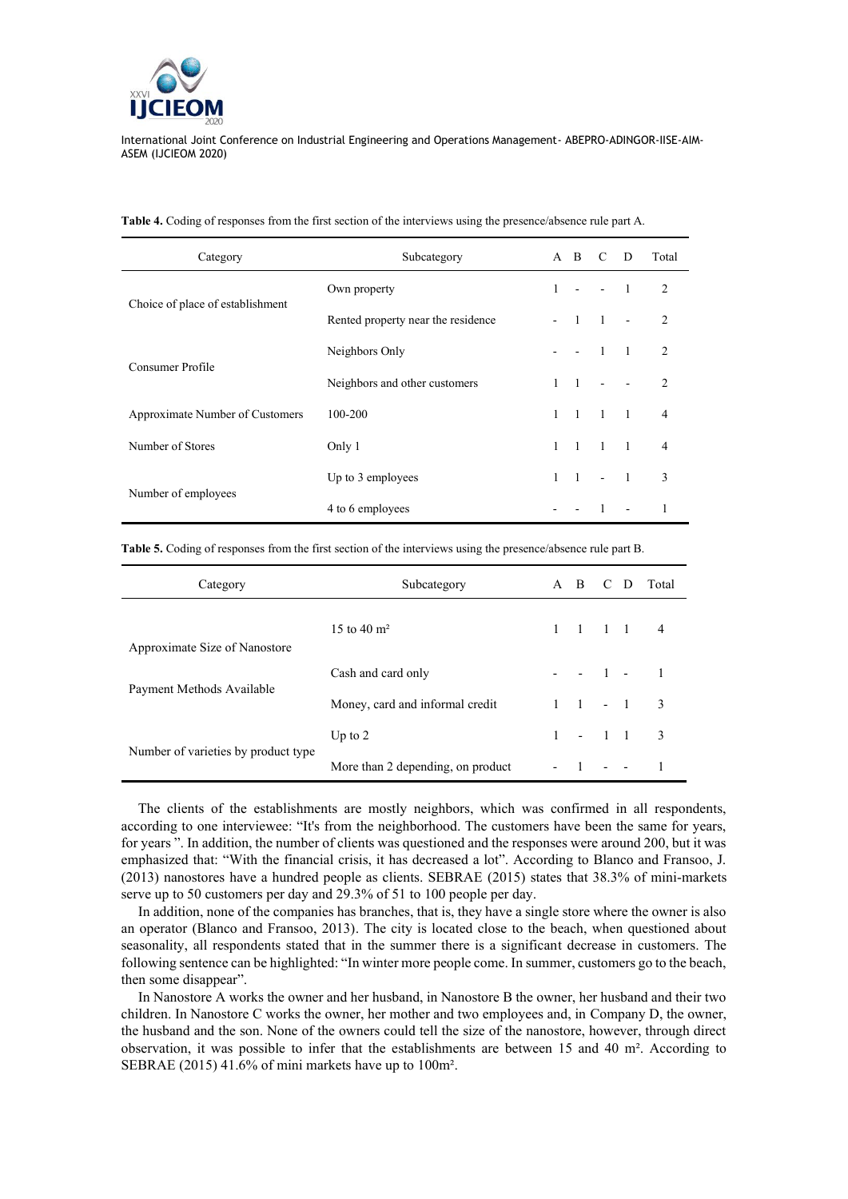**Table 4.** Coding of responses from the first section of the interviews using the presence/absence rule part A.

| Category | Subcategory | A | B | C | D | Total |
|---|---|---|---|---|---|---|
| Choice of place of establishment | Own property | 1 | - | - | 1 | 2 |
| | Rented property near the residence | - | 1 | 1 | - | 2 |
| Consumer Profile | Neighbors Only | - | - | 1 | 1 | 2 |
| | Neighbors and other customers | 1 | 1 | - | - | 2 |
| Approximate Number of Customers | 100-200 | 1 | 1 | 1 | 1 | 4 |
| Number of Stores | Only 1 | 1 | 1 | 1 | 1 | 4 |
| Number of employees | Up to 3 employees | 1 | 1 | - | 1 | 3 |
| | 4 to 6 employees | - | - | 1 | - | 1 |

**Table 5.** Coding of responses from the first section of the interviews using the presence/absence rule part B.

| Category | Subcategory | A | B | C | D | Total |
|---|---|---|---|---|---|---|
| Approximate Size of Nanostore | 15 to 40 m² | 1 | 1 | 1 | 1 | 4 |
| Payment Methods Available | Cash and card only | - | - | 1 | - | 1 |
| | Money, card and informal credit | 1 | 1 | - | 1 | 3 |
| Number of varieties by product type | Up to 2 | 1 | - | 1 | 1 | 3 |
| | More than 2 depending, on product | - | 1 | - | - | 1 |

The clients of the establishments are mostly neighbors, which was confirmed in all respondents, according to one interviewee: "It's from the neighborhood. The customers have been the same for years, for years ". In addition, the number of clients was questioned and the responses were around 200, but it was emphasized that: "With the financial crisis, it has decreased a lot". According to Blanco and Fransoo, J. (2013) nanostores have a hundred people as clients. SEBRAE (2015) states that 38.3% of mini-markets serve up to 50 customers per day and 29.3% of 51 to 100 people per day.

In addition, none of the companies has branches, that is, they have a single store where the owner is also an operator (Blanco and Fransoo, 2013). The city is located close to the beach, when questioned about seasonality, all respondents stated that in the summer there is a significant decrease in customers. The following sentence can be highlighted: "In winter more people come. In summer, customers go to the beach, then some disappear".

In Nanostore A works the owner and her husband, in Nanostore B the owner, her husband and their two children. In Nanostore C works the owner, her mother and two employees and, in Company D, the owner, the husband and the son. None of the owners could tell the size of the nanostore, however, through direct observation, it was possible to infer that the establishments are between 15 and 40 m². According to SEBRAE (2015) 41.6% of mini markets have up to 100m².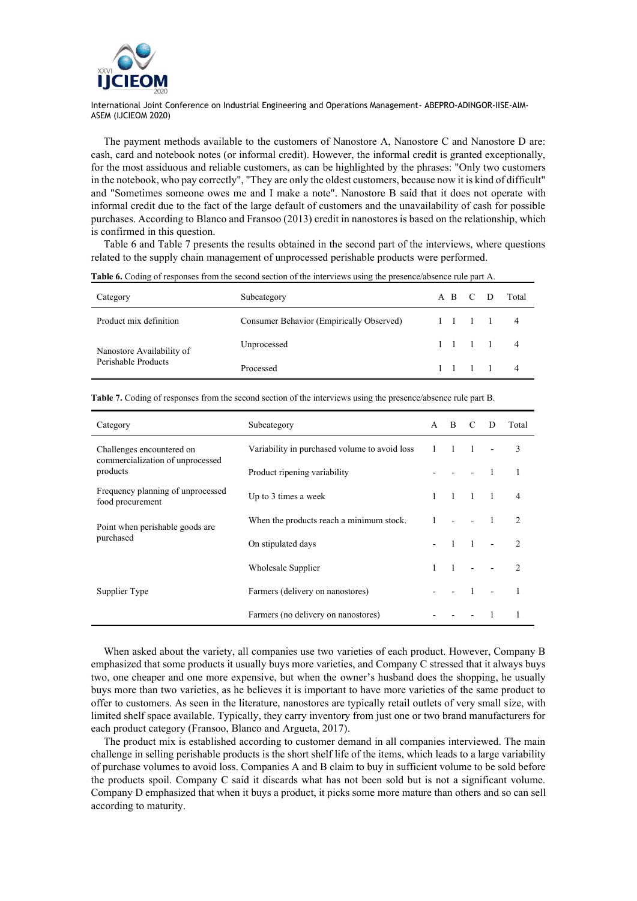The payment methods available to the customers of Nanostore A, Nanostore C and Nanostore D are: cash, card and notebook notes (or informal credit). However, the informal credit is granted exceptionally, for the most assiduous and reliable customers, as can be highlighted by the phrases: "Only two customers in the notebook, who pay correctly", "They are only the oldest customers, because now it is kind of difficult" and "Sometimes someone owes me and I make a note". Nanostore B said that it does not operate with informal credit due to the fact of the large default of customers and the unavailability of cash for possible purchases. According to Blanco and Fransoo (2013) credit in nanostores is based on the relationship, which is confirmed in this question.

Table 6 and Table 7 presents the results obtained in the second part of the interviews, where questions related to the supply chain management of unprocessed perishable products were performed.

**Table 6.** Coding of responses from the second section of the interviews using the presence/absence rule part A.

| Category | Subcategory | A | B | C | D | Total |
|---|---|---|---|---|---|---|
| Product mix definition | Consumer Behavior (Empirically Observed) | 1 | 1 | 1 | 1 | 4 |
| Nanostore Availability of Perishable Products | Unprocessed | 1 | 1 | 1 | 1 | 4 |
| | Processed | 1 | 1 | 1 | 1 | 4 |

**Table 7.** Coding of responses from the second section of the interviews using the presence/absence rule part B.

| Category | Subcategory | A | B | C | D | Total |
|---|---|---|---|---|---|---|
| Challenges encountered on commercialization of unprocessed products | Variability in purchased volume to avoid loss | 1 | 1 | 1 | - | 3 |
| | Product ripening variability | - | - | - | 1 | 1 |
| Frequency planning of unprocessed food procurement | Up to 3 times a week | 1 | 1 | 1 | 1 | 4 |
| Point when perishable goods are purchased | When the products reach a minimum stock. | 1 | - | - | 1 | 2 |
| | On stipulated days | - | 1 | 1 | - | 2 |
| Supplier Type | Wholesale Supplier | 1 | 1 | - | - | 2 |
| | Farmers (delivery on nanostores) | - | - | 1 | - | 1 |
| | Farmers (no delivery on nanostores) | - | - | - | 1 | 1 |

When asked about the variety, all companies use two varieties of each product. However, Company B emphasized that some products it usually buys more varieties, and Company C stressed that it always buys two, one cheaper and one more expensive, but when the owner's husband does the shopping, he usually buys more than two varieties, as he believes it is important to have more varieties of the same product to offer to customers. As seen in the literature, nanostores are typically retail outlets of very small size, with limited shelf space available. Typically, they carry inventory from just one or two brand manufacturers for each product category (Fransoo, Blanco and Argueta, 2017).

The product mix is established according to customer demand in all companies interviewed. The main challenge in selling perishable products is the short shelf life of the items, which leads to a large variability of purchase volumes to avoid loss. Companies A and B claim to buy in sufficient volume to be sold before the products spoil. Company C said it discards what has not been sold but is not a significant volume. Company D emphasized that when it buys a product, it picks some more mature than others and so can sell according to maturity.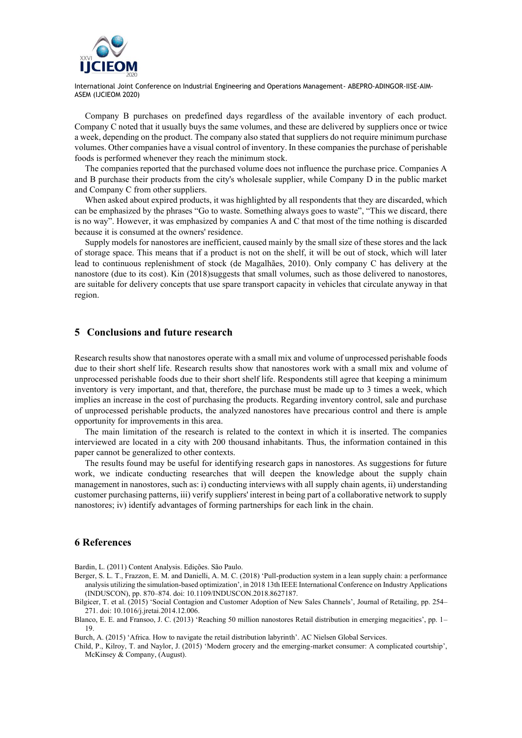Company B purchases on predefined days regardless of the available inventory of each product. Company C noted that it usually buys the same volumes, and these are delivered by suppliers once or twice a week, depending on the product. The company also stated that suppliers do not require minimum purchase volumes. Other companies have a visual control of inventory. In these companies the purchase of perishable foods is performed whenever they reach the minimum stock.

The companies reported that the purchased volume does not influence the purchase price. Companies A and B purchase their products from the city's wholesale supplier, while Company D in the public market and Company C from other suppliers.

When asked about expired products, it was highlighted by all respondents that they are discarded, which can be emphasized by the phrases "Go to waste. Something always goes to waste", "This we discard, there is no way". However, it was emphasized by companies A and C that most of the time nothing is discarded because it is consumed at the owners' residence.

Supply models for nanostores are inefficient, caused mainly by the small size of these stores and the lack of storage space. This means that if a product is not on the shelf, it will be out of stock, which will later lead to continuous replenishment of stock (de Magalhães, 2010). Only company C has delivery at the nanostore (due to its cost). Kin (2018)suggests that small volumes, such as those delivered to nanostores, are suitable for delivery concepts that use spare transport capacity in vehicles that circulate anyway in that region.

## 5 Conclusions and future research

Research results show that nanostores operate with a small mix and volume of unprocessed perishable foods due to their short shelf life. Research results show that nanostores work with a small mix and volume of unprocessed perishable foods due to their short shelf life. Respondents still agree that keeping a minimum inventory is very important, and that, therefore, the purchase must be made up to 3 times a week, which implies an increase in the cost of purchasing the products. Regarding inventory control, sale and purchase of unprocessed perishable products, the analyzed nanostores have precarious control and there is ample opportunity for improvements in this area.

The main limitation of the research is related to the context in which it is inserted. The companies interviewed are located in a city with 200 thousand inhabitants. Thus, the information contained in this paper cannot be generalized to other contexts.

The results found may be useful for identifying research gaps in nanostores. As suggestions for future work, we indicate conducting researches that will deepen the knowledge about the supply chain management in nanostores, such as: i) conducting interviews with all supply chain agents, ii) understanding customer purchasing patterns, iii) verify suppliers' interest in being part of a collaborative network to supply nanostores; iv) identify advantages of forming partnerships for each link in the chain.

## 6 References

Bardin, L. (2011) Content Analysis. Edições. São Paulo.

Berger, S. L. T., Frazzon, E. M. and Danielli, A. M. C. (2018) 'Pull-production system in a lean supply chain: a performance analysis utilizing the simulation-based optimization', in 2018 13th IEEE International Conference on Industry Applications (INDUSCON), pp. 870–874. doi: 10.1109/INDUSCON.2018.8627187.

Bilgicer, T. et al. (2015) 'Social Contagion and Customer Adoption of New Sales Channels', Journal of Retailing, pp. 254–271. doi: 10.1016/j.jretai.2014.12.006.

Blanco, E. E. and Fransoo, J. C. (2013) 'Reaching 50 million nanostores Retail distribution in emerging megacities', pp. 1–19.

Burch, A. (2015) 'Africa. How to navigate the retail distribution labyrinth'. AC Nielsen Global Services.

Child, P., Kilroy, T. and Naylor, J. (2015) 'Modern grocery and the emerging-market consumer: A complicated courtship', McKinsey & Company, (August).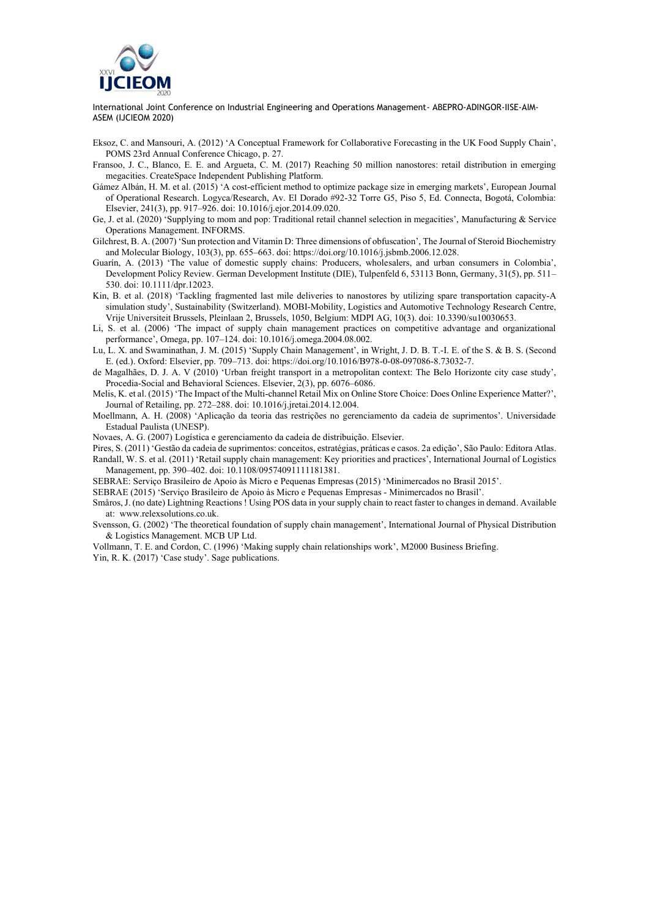Eksoz, C. and Mansouri, A. (2012) 'A Conceptual Framework for Collaborative Forecasting in the UK Food Supply Chain', POMS 23rd Annual Conference Chicago, p. 27.

Fransoo, J. C., Blanco, E. E. and Argueta, C. M. (2017) Reaching 50 million nanostores: retail distribution in emerging megacities. CreateSpace Independent Publishing Platform.

Gámez Albán, H. M. et al. (2015) 'A cost-efficient method to optimize package size in emerging markets', European Journal of Operational Research. Logyca/Research, Av. El Dorado #92-32 Torre G5, Piso 5, Ed. Connecta, Bogotá, Colombia: Elsevier, 241(3), pp. 917–926. doi: 10.1016/j.ejor.2014.09.020.

Ge, J. et al. (2020) 'Supplying to mom and pop: Traditional retail channel selection in megacities', Manufacturing & Service Operations Management. INFORMS.

Gilchrest, B. A. (2007) 'Sun protection and Vitamin D: Three dimensions of obfuscation', The Journal of Steroid Biochemistry and Molecular Biology, 103(3), pp. 655–663. doi: https://doi.org/10.1016/j.jsbmb.2006.12.028.

Guarín, A. (2013) 'The value of domestic supply chains: Producers, wholesalers, and urban consumers in Colombia', Development Policy Review. German Development Institute (DIE), Tulpenfeld 6, 53113 Bonn, Germany, 31(5), pp. 511–530. doi: 10.1111/dpr.12023.

Kin, B. et al. (2018) 'Tackling fragmented last mile deliveries to nanostores by utilizing spare transportation capacity-A simulation study', Sustainability (Switzerland). MOBI-Mobility, Logistics and Automotive Technology Research Centre, Vrije Universiteit Brussels, Pleinlaan 2, Brussels, 1050, Belgium: MDPI AG, 10(3). doi: 10.3390/su10030653.

Li, S. et al. (2006) 'The impact of supply chain management practices on competitive advantage and organizational performance', Omega, pp. 107–124. doi: 10.1016/j.omega.2004.08.002.

Lu, L. X. and Swaminathan, J. M. (2015) 'Supply Chain Management', in Wright, J. D. B. T.-I. E. of the S. & B. S. (Second E. (ed.). Oxford: Elsevier, pp. 709–713. doi: https://doi.org/10.1016/B978-0-08-097086-8.73032-7.

de Magalhães, D. J. A. V (2010) 'Urban freight transport in a metropolitan context: The Belo Horizonte city case study', Procedia-Social and Behavioral Sciences. Elsevier, 2(3), pp. 6076–6086.

Melis, K. et al. (2015) 'The Impact of the Multi-channel Retail Mix on Online Store Choice: Does Online Experience Matter?', Journal of Retailing, pp. 272–288. doi: 10.1016/j.jretai.2014.12.004.

Moellmann, A. H. (2008) 'Aplicação da teoria das restrições no gerenciamento da cadeia de suprimentos'. Universidade Estadual Paulista (UNESP).

Novaes, A. G. (2007) Logística e gerenciamento da cadeia de distribuição. Elsevier.

Pires, S. (2011) 'Gestão da cadeia de suprimentos: conceitos, estratégias, práticas e casos. 2a edição', São Paulo: Editora Atlas.

Randall, W. S. et al. (2011) 'Retail supply chain management: Key priorities and practices', International Journal of Logistics Management, pp. 390–402. doi: 10.1108/09574091111181381.

SEBRAE: Serviço Brasileiro de Apoio às Micro e Pequenas Empresas (2015) 'Minimercados no Brasil 2015'.

SEBRAE (2015) 'Serviço Brasileiro de Apoio às Micro e Pequenas Empresas - Minimercados no Brasil'.

Småros, J. (no date) Lightning Reactions ! Using POS data in your supply chain to react faster to changes in demand. Available at: www.relexsolutions.co.uk.

Svensson, G. (2002) 'The theoretical foundation of supply chain management', International Journal of Physical Distribution & Logistics Management. MCB UP Ltd.

Vollmann, T. E. and Cordon, C. (1996) 'Making supply chain relationships work', M2000 Business Briefing.

Yin, R. K. (2017) 'Case study'. Sage publications.